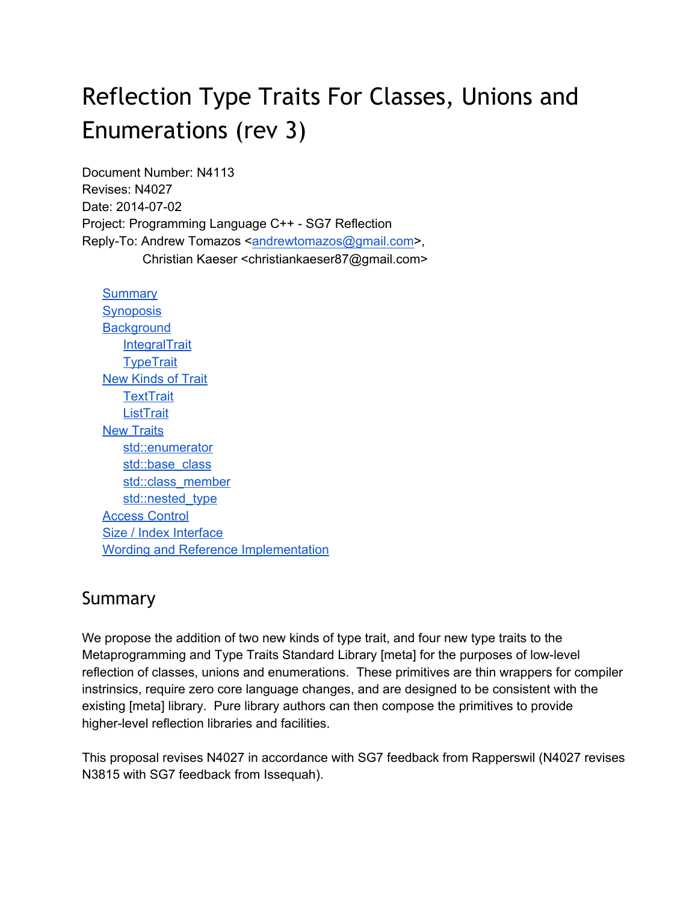# Reflection Type Traits For Classes, Unions and Enumerations (rev 3)

Document Number: N4113
Revises: N4027
Date: 2014-07-02
Project: Programming Language C++ - SG7 Reflection
Reply-To: Andrew Tomazos <andrewtomazos@gmail.com>,
Christian Kaeser <christiankaeser87@gmail.com>

- Summary
- Synoposis
- Background
  - IntegralTrait
  - TypeTrait
- New Kinds of Trait
  - TextTrait
  - ListTrait
- New Traits
  - std::enumerator
  - std::base_class
  - std::class_member
  - std::nested_type
- Access Control
- Size / Index Interface
- Wording and Reference Implementation

## Summary

We propose the addition of two new kinds of type trait, and four new type traits to the Metaprogramming and Type Traits Standard Library [meta] for the purposes of low-level reflection of classes, unions and enumerations. These primitives are thin wrappers for compiler instrinsics, require zero core language changes, and are designed to be consistent with the existing [meta] library. Pure library authors can then compose the primitives to provide higher-level reflection libraries and facilities.

This proposal revises N4027 in accordance with SG7 feedback from Rapperswil (N4027 revises N3815 with SG7 feedback from Issequah).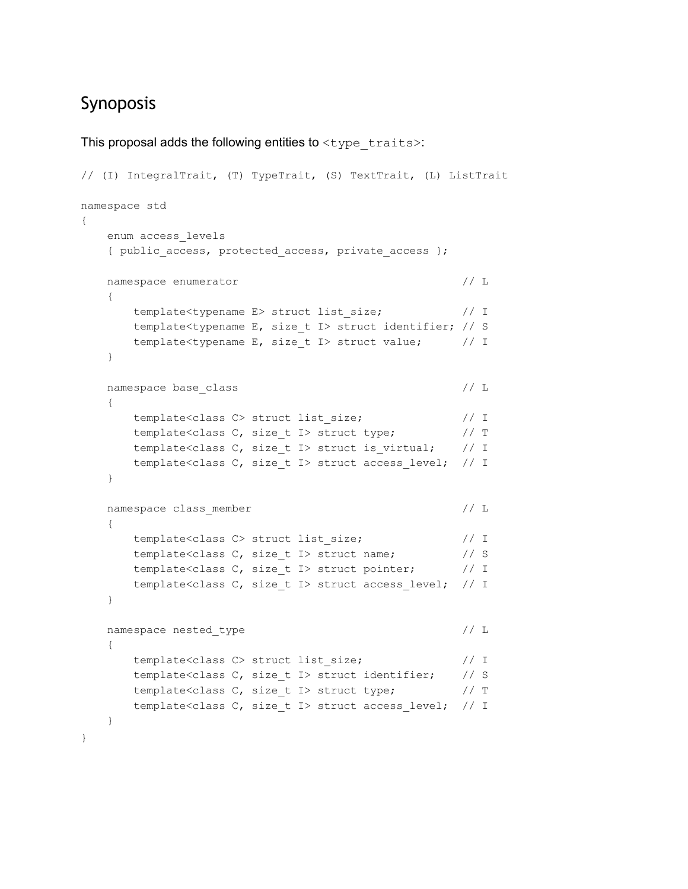## Synopsis

This proposal adds the following entities to `<type_traits>`:

```
// (I) IntegralTrait, (T) TypeTrait, (S) TextTrait, (L) ListTrait

namespace std
{
    enum access_levels
    { public_access, protected_access, private_access };

    namespace enumerator                                // L
    {
        template<typename E> struct list_size;          // I
        template<typename E, size_t I> struct identifier; // S
        template<typename E, size_t I> struct value;    // I
    }

    namespace base_class                                // L
    {
        template<class C> struct list_size;             // I
        template<class C, size_t I> struct type;        // T
        template<class C, size_t I> struct is_virtual;  // I
        template<class C, size_t I> struct access_level; // I
    }

    namespace class_member                              // L
    {
        template<class C> struct list_size;             // I
        template<class C, size_t I> struct name;        // S
        template<class C, size_t I> struct pointer;     // I
        template<class C, size_t I> struct access_level; // I
    }

    namespace nested_type                               // L
    {
        template<class C> struct list_size;             // I
        template<class C, size_t I> struct identifier;  // S
        template<class C, size_t I> struct type;        // T
        template<class C, size_t I> struct access_level; // I
    }
}
```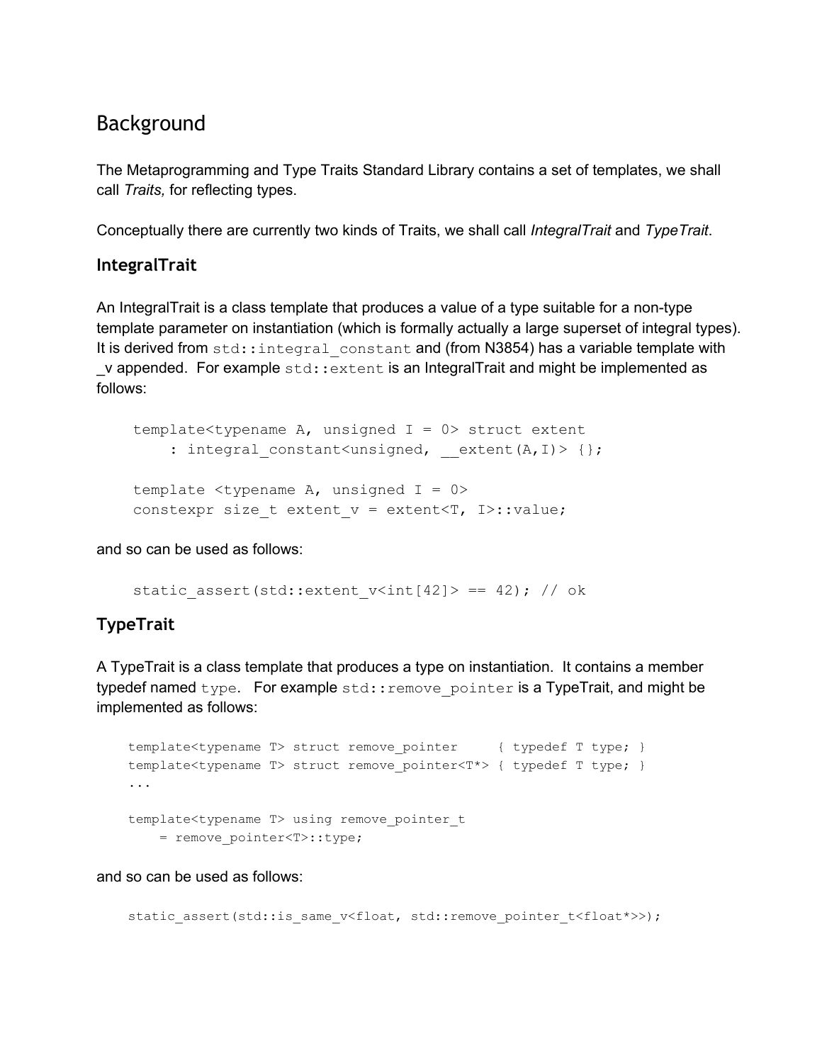## Background

The Metaprogramming and Type Traits Standard Library contains a set of templates, we shall call *Traits,* for reflecting types.

Conceptually there are currently two kinds of Traits, we shall call *IntegralTrait* and *TypeTrait*.

### IntegralTrait

An IntegralTrait is a class template that produces a value of a type suitable for a non-type template parameter on instantiation (which is formally actually a large superset of integral types). It is derived from `std::integral_constant` and (from N3854) has a variable template with _v appended. For example `std::extent` is an IntegralTrait and might be implemented as follows:

```
template<typename A, unsigned I = 0> struct extent
    : integral_constant<unsigned, __extent(A,I)> {};

template <typename A, unsigned I = 0>
constexpr size_t extent_v = extent<T, I>::value;
```

and so can be used as follows:

```
static_assert(std::extent_v<int[42]> == 42); // ok
```

### TypeTrait

A TypeTrait is a class template that produces a type on instantiation. It contains a member typedef named `type`. For example `std::remove_pointer` is a TypeTrait, and might be implemented as follows:

```
template<typename T> struct remove_pointer     { typedef T type; }
template<typename T> struct remove_pointer<T*> { typedef T type; }
...

template<typename T> using remove_pointer_t
    = remove_pointer<T>::type;
```

and so can be used as follows:

```
static_assert(std::is_same_v<float, std::remove_pointer_t<float*>>);
```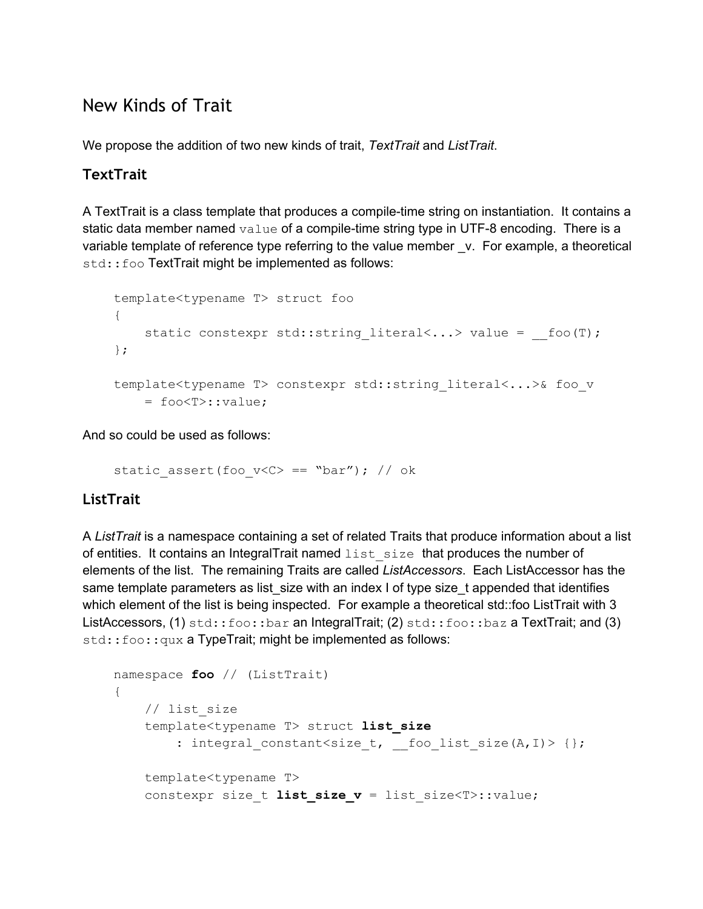# New Kinds of Trait

We propose the addition of two new kinds of trait, *TextTrait* and *ListTrait*.

## TextTrait

A TextTrait is a class template that produces a compile-time string on instantiation. It contains a static data member named `value` of a compile-time string type in UTF-8 encoding. There is a variable template of reference type referring to the value member _v. For example, a theoretical `std::foo` TextTrait might be implemented as follows:

```
template<typename T> struct foo
{
    static constexpr std::string_literal<...> value = __foo(T);
};

template<typename T> constexpr std::string_literal<...>& foo_v
    = foo<T>::value;
```

And so could be used as follows:

```
static_assert(foo_v<C> == "bar"); // ok
```

## ListTrait

A *ListTrait* is a namespace containing a set of related Traits that produce information about a list of entities. It contains an IntegralTrait named `list_size` that produces the number of elements of the list. The remaining Traits are called *ListAccessors*. Each ListAccessor has the same template parameters as list_size with an index I of type size_t appended that identifies which element of the list is being inspected. For example a theoretical std::foo ListTrait with 3 ListAccessors, (1) `std::foo::bar` an IntegralTrait; (2) `std::foo::baz` a TextTrait; and (3) `std::foo::qux` a TypeTrait; might be implemented as follows:

```
namespace foo // (ListTrait)
{
    // list_size
    template<typename T> struct list_size
        : integral_constant<size_t, __foo_list_size(A,I)> {};

    template<typename T>
    constexpr size_t list_size_v = list_size<T>::value;
```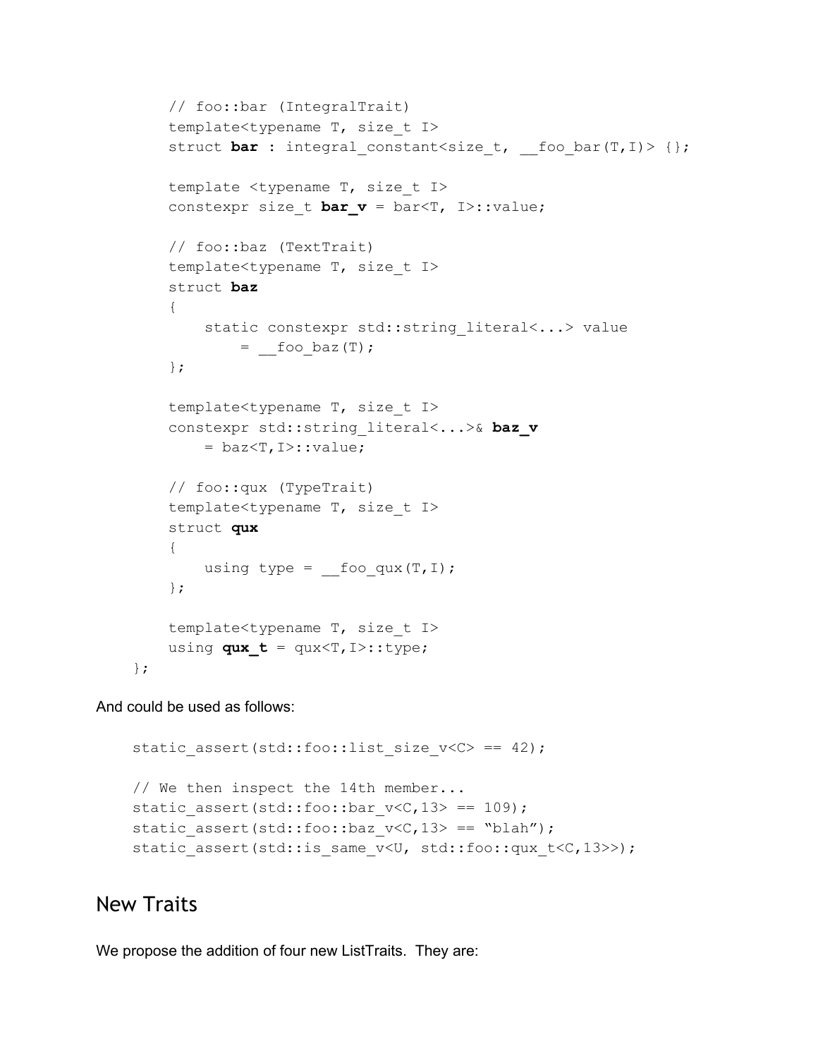```
    // foo::bar (IntegralTrait)
    template<typename T, size_t I>
    struct bar : integral_constant<size_t, __foo_bar(T,I)> {};

    template <typename T, size_t I>
    constexpr size_t bar_v = bar<T, I>::value;

    // foo::baz (TextTrait)
    template<typename T, size_t I>
    struct baz
    {
        static constexpr std::string_literal<...> value
            = __foo_baz(T);
    };

    template<typename T, size_t I>
    constexpr std::string_literal<...>& baz_v
        = baz<T,I>::value;

    // foo::qux (TypeTrait)
    template<typename T, size_t I>
    struct qux
    {
        using type = __foo_qux(T,I);
    };

    template<typename T, size_t I>
    using qux_t = qux<T,I>::type;
};
```

And could be used as follows:

```
static_assert(std::foo::list_size_v<C> == 42);

// We then inspect the 14th member...
static_assert(std::foo::bar_v<C,13> == 109);
static_assert(std::foo::baz_v<C,13> == "blah");
static_assert(std::is_same_v<U, std::foo::qux_t<C,13>>);
```

## New Traits

We propose the addition of four new ListTraits. They are: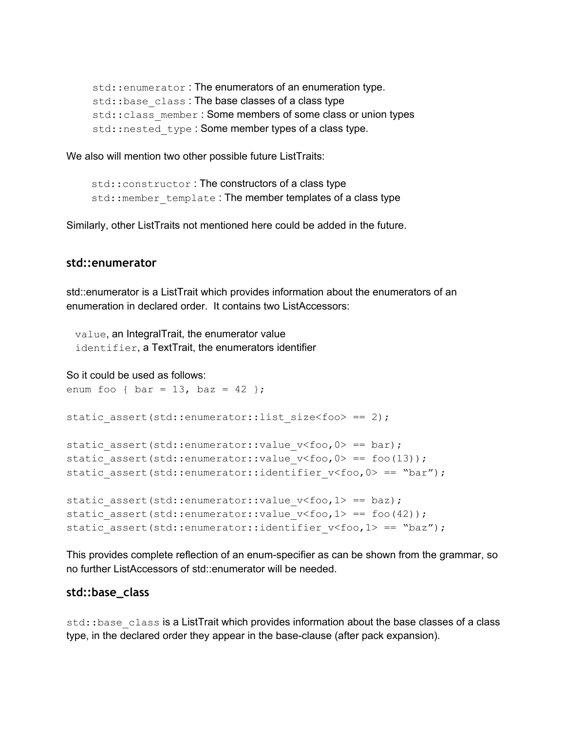`std::enumerator` : The enumerators of an enumeration type.
`std::base_class` : The base classes of a class type
`std::class_member` : Some members of some class or union types
`std::nested_type` : Some member types of a class type.

We also will mention two other possible future ListTraits:

`std::constructor` : The constructors of a class type
`std::member_template` : The member templates of a class type

Similarly, other ListTraits not mentioned here could be added in the future.

### std::enumerator

std::enumerator is a ListTrait which provides information about the enumerators of an enumeration in declared order. It contains two ListAccessors:

`value`, an IntegralTrait, the enumerator value
`identifier`, a TextTrait, the enumerators identifier

So it could be used as follows:

```
enum foo { bar = 13, baz = 42 };

static_assert(std::enumerator::list_size<foo> == 2);

static_assert(std::enumerator::value_v<foo,0> == bar);
static_assert(std::enumerator::value_v<foo,0> == foo(13));
static_assert(std::enumerator::identifier_v<foo,0> == “bar”);

static_assert(std::enumerator::value_v<foo,1> == baz);
static_assert(std::enumerator::value_v<foo,1> == foo(42));
static_assert(std::enumerator::identifier_v<foo,1> == “baz”);
```

This provides complete reflection of an enum-specifier as can be shown from the grammar, so no further ListAccessors of std::enumerator will be needed.

### std::base_class

`std::base_class` is a ListTrait which provides information about the base classes of a class type, in the declared order they appear in the base-clause (after pack expansion).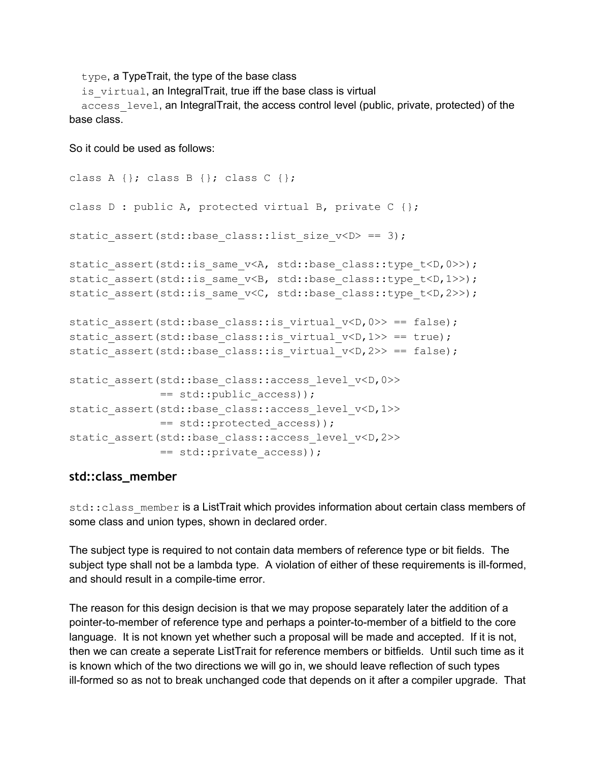`type`, a TypeTrait, the type of the base class
`is_virtual`, an IntegralTrait, true iff the base class is virtual
`access_level`, an IntegralTrait, the access control level (public, private, protected) of the base class.

So it could be used as follows:

```
class A {}; class B {}; class C {};

class D : public A, protected virtual B, private C {};

static_assert(std::base_class::list_size_v<D> == 3);

static_assert(std::is_same_v<A, std::base_class::type_t<D,0>>);
static_assert(std::is_same_v<B, std::base_class::type_t<D,1>>);
static_assert(std::is_same_v<C, std::base_class::type_t<D,2>>);

static_assert(std::base_class::is_virtual_v<D,0>> == false);
static_assert(std::base_class::is_virtual_v<D,1>> == true);
static_assert(std::base_class::is_virtual_v<D,2>> == false);

static_assert(std::base_class::access_level_v<D,0>>
              == std::public_access));
static_assert(std::base_class::access_level_v<D,1>>
              == std::protected_access));
static_assert(std::base_class::access_level_v<D,2>>
              == std::private_access));
```

### std::class_member

`std::class_member` is a ListTrait which provides information about certain class members of some class and union types, shown in declared order.

The subject type is required to not contain data members of reference type or bit fields. The subject type shall not be a lambda type. A violation of either of these requirements is ill-formed, and should result in a compile-time error.

The reason for this design decision is that we may propose separately later the addition of a pointer-to-member of reference type and perhaps a pointer-to-member of a bitfield to the core language. It is not known yet whether such a proposal will be made and accepted. If it is not, then we can create a seperate ListTrait for reference members or bitfields. Until such time as it is known which of the two directions we will go in, we should leave reflection of such types ill-formed so as not to break unchanged code that depends on it after a compiler upgrade. That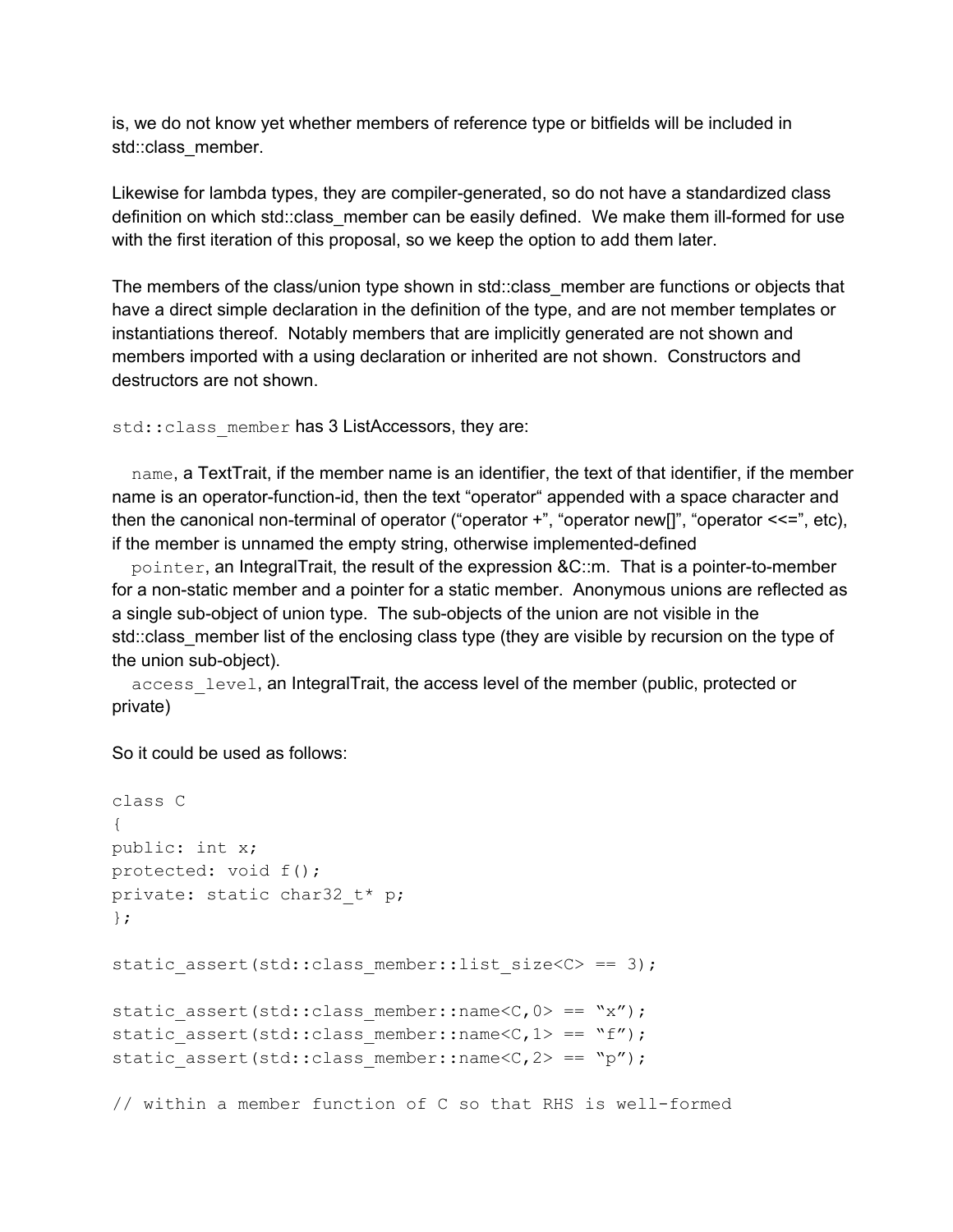is, we do not know yet whether members of reference type or bitfields will be included in std::class_member.

Likewise for lambda types, they are compiler-generated, so do not have a standardized class definition on which std::class_member can be easily defined. We make them ill-formed for use with the first iteration of this proposal, so we keep the option to add them later.

The members of the class/union type shown in std::class_member are functions or objects that have a direct simple declaration in the definition of the type, and are not member templates or instantiations thereof. Notably members that are implicitly generated are not shown and members imported with a using declaration or inherited are not shown. Constructors and destructors are not shown.

`std::class_member` has 3 ListAccessors, they are:

`name`, a TextTrait, if the member name is an identifier, the text of that identifier, if the member name is an operator-function-id, then the text "operator" appended with a space character and then the canonical non-terminal of operator ("operator +", "operator new[]", "operator <<=", etc), if the member is unnamed the empty string, otherwise implemented-defined

`pointer`, an IntegralTrait, the result of the expression &C::m. That is a pointer-to-member for a non-static member and a pointer for a static member. Anonymous unions are reflected as a single sub-object of union type. The sub-objects of the union are not visible in the std::class_member list of the enclosing class type (they are visible by recursion on the type of the union sub-object).

`access_level`, an IntegralTrait, the access level of the member (public, protected or private)

So it could be used as follows:

```
class C
{
public: int x;
protected: void f();
private: static char32_t* p;
};

static_assert(std::class_member::list_size<C> == 3);

static_assert(std::class_member::name<C,0> == "x");
static_assert(std::class_member::name<C,1> == "f");
static_assert(std::class_member::name<C,2> == "p");

// within a member function of C so that RHS is well-formed
```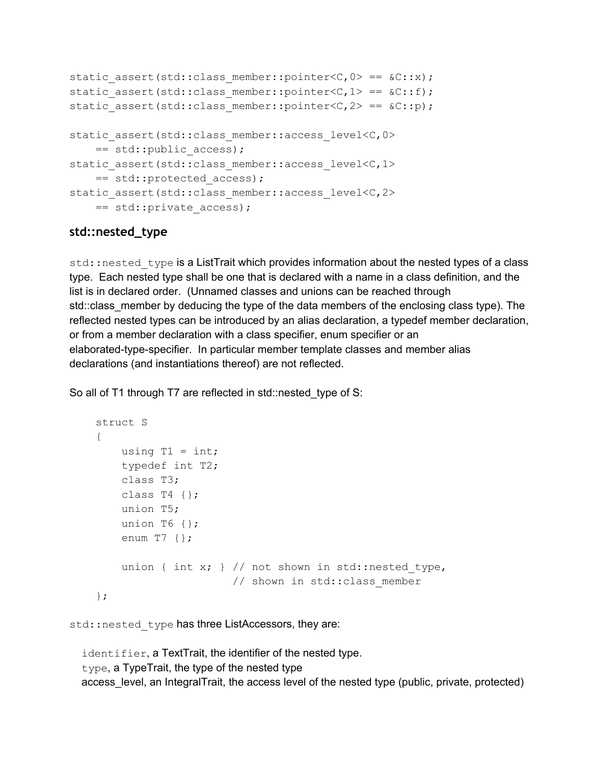```
static_assert(std::class_member::pointer<C,0> == &C::x);
static_assert(std::class_member::pointer<C,1> == &C::f);
static_assert(std::class_member::pointer<C,2> == &C::p);

static_assert(std::class_member::access_level<C,0>
    == std::public_access);
static_assert(std::class_member::access_level<C,1>
    == std::protected_access);
static_assert(std::class_member::access_level<C,2>
    == std::private_access);
```

### std::nested_type

`std::nested_type` is a ListTrait which provides information about the nested types of a class type. Each nested type shall be one that is declared with a name in a class definition, and the list is in declared order. (Unnamed classes and unions can be reached through std::class_member by deducing the type of the data members of the enclosing class type). The reflected nested types can be introduced by an alias declaration, a typedef member declaration, or from a member declaration with a class specifier, enum specifier or an elaborated-type-specifier. In particular member template classes and member alias declarations (and instantiations thereof) are not reflected.

So all of T1 through T7 are reflected in std::nested_type of S:

```
struct S
{
    using T1 = int;
    typedef int T2;
    class T3;
    class T4 {};
    union T5;
    union T6 {};
    enum T7 {};

    union { int x; } // not shown in std::nested_type,
                     // shown in std::class_member
};
```

`std::nested_type` has three ListAccessors, they are:

- `identifier`, a TextTrait, the identifier of the nested type.
- `type`, a TypeTrait, the type of the nested type
- access_level, an IntegralTrait, the access level of the nested type (public, private, protected)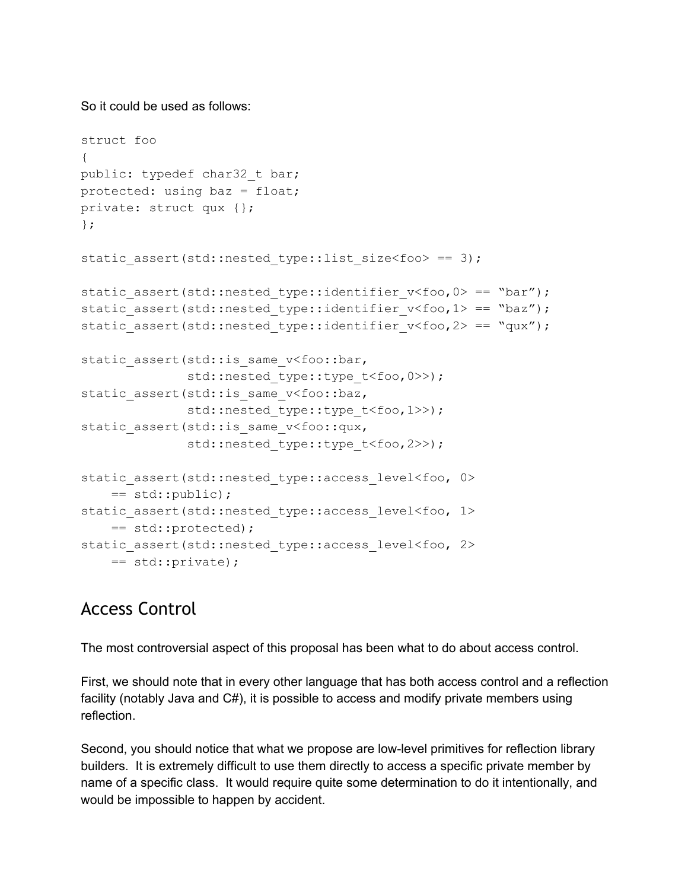So it could be used as follows:

```
struct foo
{
public: typedef char32_t bar;
protected: using baz = float;
private: struct qux {};
};

static_assert(std::nested_type::list_size<foo> == 3);

static_assert(std::nested_type::identifier_v<foo,0> == “bar”);
static_assert(std::nested_type::identifier_v<foo,1> == “baz”);
static_assert(std::nested_type::identifier_v<foo,2> == “qux”);

static_assert(std::is_same_v<foo::bar,
              std::nested_type::type_t<foo,0>>);
static_assert(std::is_same_v<foo::baz,
              std::nested_type::type_t<foo,1>>);
static_assert(std::is_same_v<foo::qux,
              std::nested_type::type_t<foo,2>>);

static_assert(std::nested_type::access_level<foo, 0>
    == std::public);
static_assert(std::nested_type::access_level<foo, 1>
    == std::protected);
static_assert(std::nested_type::access_level<foo, 2>
    == std::private);
```

## Access Control

The most controversial aspect of this proposal has been what to do about access control.

First, we should note that in every other language that has both access control and a reflection facility (notably Java and C#), it is possible to access and modify private members using reflection.

Second, you should notice that what we propose are low-level primitives for reflection library builders. It is extremely difficult to use them directly to access a specific private member by name of a specific class. It would require quite some determination to do it intentionally, and would be impossible to happen by accident.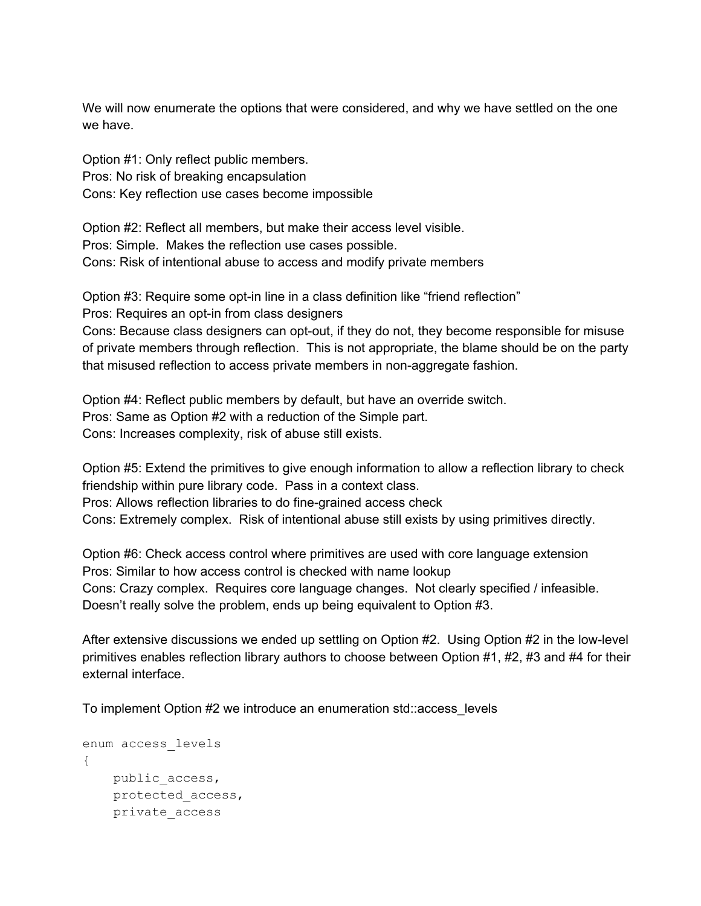We will now enumerate the options that were considered, and why we have settled on the one we have.

Option #1: Only reflect public members.
Pros: No risk of breaking encapsulation
Cons: Key reflection use cases become impossible

Option #2: Reflect all members, but make their access level visible.
Pros: Simple. Makes the reflection use cases possible.
Cons: Risk of intentional abuse to access and modify private members

Option #3: Require some opt-in line in a class definition like "friend reflection"
Pros: Requires an opt-in from class designers
Cons: Because class designers can opt-out, if they do not, they become responsible for misuse of private members through reflection. This is not appropriate, the blame should be on the party that misused reflection to access private members in non-aggregate fashion.

Option #4: Reflect public members by default, but have an override switch.
Pros: Same as Option #2 with a reduction of the Simple part.
Cons: Increases complexity, risk of abuse still exists.

Option #5: Extend the primitives to give enough information to allow a reflection library to check friendship within pure library code. Pass in a context class.
Pros: Allows reflection libraries to do fine-grained access check
Cons: Extremely complex. Risk of intentional abuse still exists by using primitives directly.

Option #6: Check access control where primitives are used with core language extension
Pros: Similar to how access control is checked with name lookup
Cons: Crazy complex. Requires core language changes. Not clearly specified / infeasible. Doesn't really solve the problem, ends up being equivalent to Option #3.

After extensive discussions we ended up settling on Option #2. Using Option #2 in the low-level primitives enables reflection library authors to choose between Option #1, #2, #3 and #4 for their external interface.

To implement Option #2 we introduce an enumeration std::access_levels

```
enum access_levels
{
    public_access,
    protected_access,
    private_access
```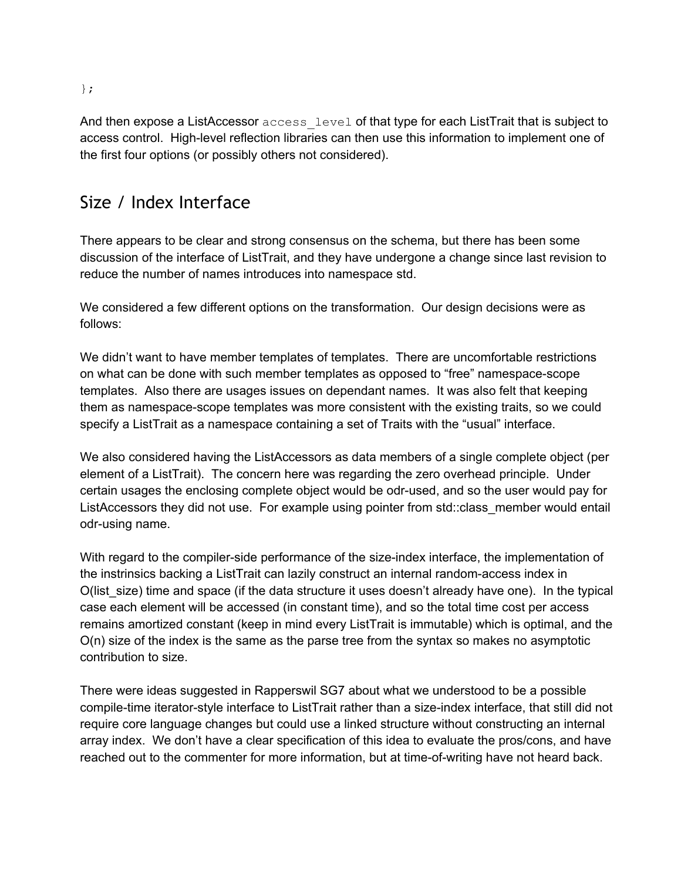```
};
```

And then expose a ListAccessor `access_level` of that type for each ListTrait that is subject to access control. High-level reflection libraries can then use this information to implement one of the first four options (or possibly others not considered).

## Size / Index Interface

There appears to be clear and strong consensus on the schema, but there has been some discussion of the interface of ListTrait, and they have undergone a change since last revision to reduce the number of names introduces into namespace std.

We considered a few different options on the transformation. Our design decisions were as follows:

We didn't want to have member templates of templates. There are uncomfortable restrictions on what can be done with such member templates as opposed to "free" namespace-scope templates. Also there are usages issues on dependant names. It was also felt that keeping them as namespace-scope templates was more consistent with the existing traits, so we could specify a ListTrait as a namespace containing a set of Traits with the "usual" interface.

We also considered having the ListAccessors as data members of a single complete object (per element of a ListTrait). The concern here was regarding the zero overhead principle. Under certain usages the enclosing complete object would be odr-used, and so the user would pay for ListAccessors they did not use. For example using pointer from std::class_member would entail odr-using name.

With regard to the compiler-side performance of the size-index interface, the implementation of the instrinsics backing a ListTrait can lazily construct an internal random-access index in O(list_size) time and space (if the data structure it uses doesn't already have one). In the typical case each element will be accessed (in constant time), and so the total time cost per access remains amortized constant (keep in mind every ListTrait is immutable) which is optimal, and the O(n) size of the index is the same as the parse tree from the syntax so makes no asymptotic contribution to size.

There were ideas suggested in Rapperswil SG7 about what we understood to be a possible compile-time iterator-style interface to ListTrait rather than a size-index interface, that still did not require core language changes but could use a linked structure without constructing an internal array index. We don't have a clear specification of this idea to evaluate the pros/cons, and have reached out to the commenter for more information, but at time-of-writing have not heard back.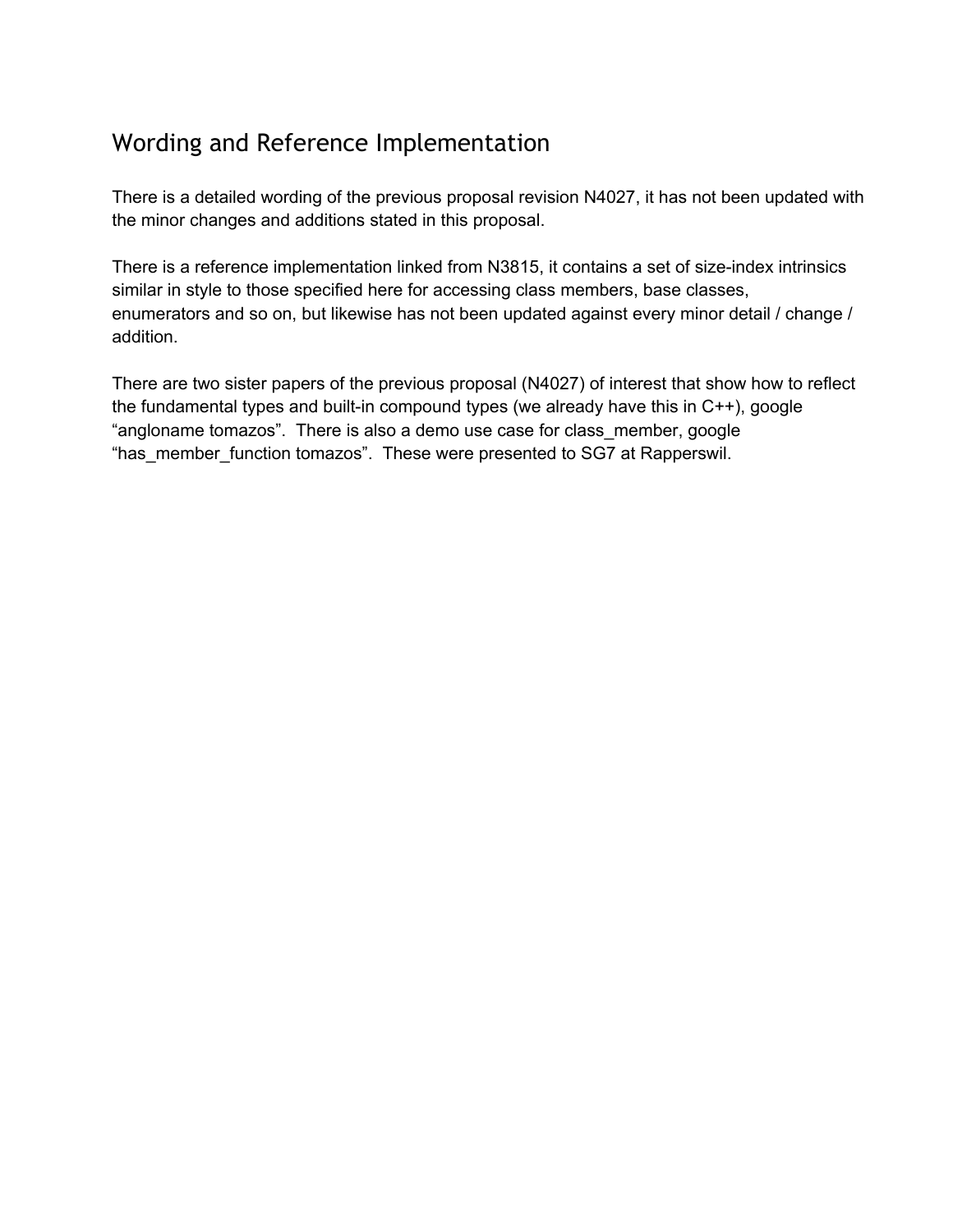## Wording and Reference Implementation

There is a detailed wording of the previous proposal revision N4027, it has not been updated with the minor changes and additions stated in this proposal.

There is a reference implementation linked from N3815, it contains a set of size-index intrinsics similar in style to those specified here for accessing class members, base classes, enumerators and so on, but likewise has not been updated against every minor detail / change / addition.

There are two sister papers of the previous proposal (N4027) of interest that show how to reflect the fundamental types and built-in compound types (we already have this in C++), google “angloname tomazos”. There is also a demo use case for class_member, google “has_member_function tomazos”. These were presented to SG7 at Rapperswil.